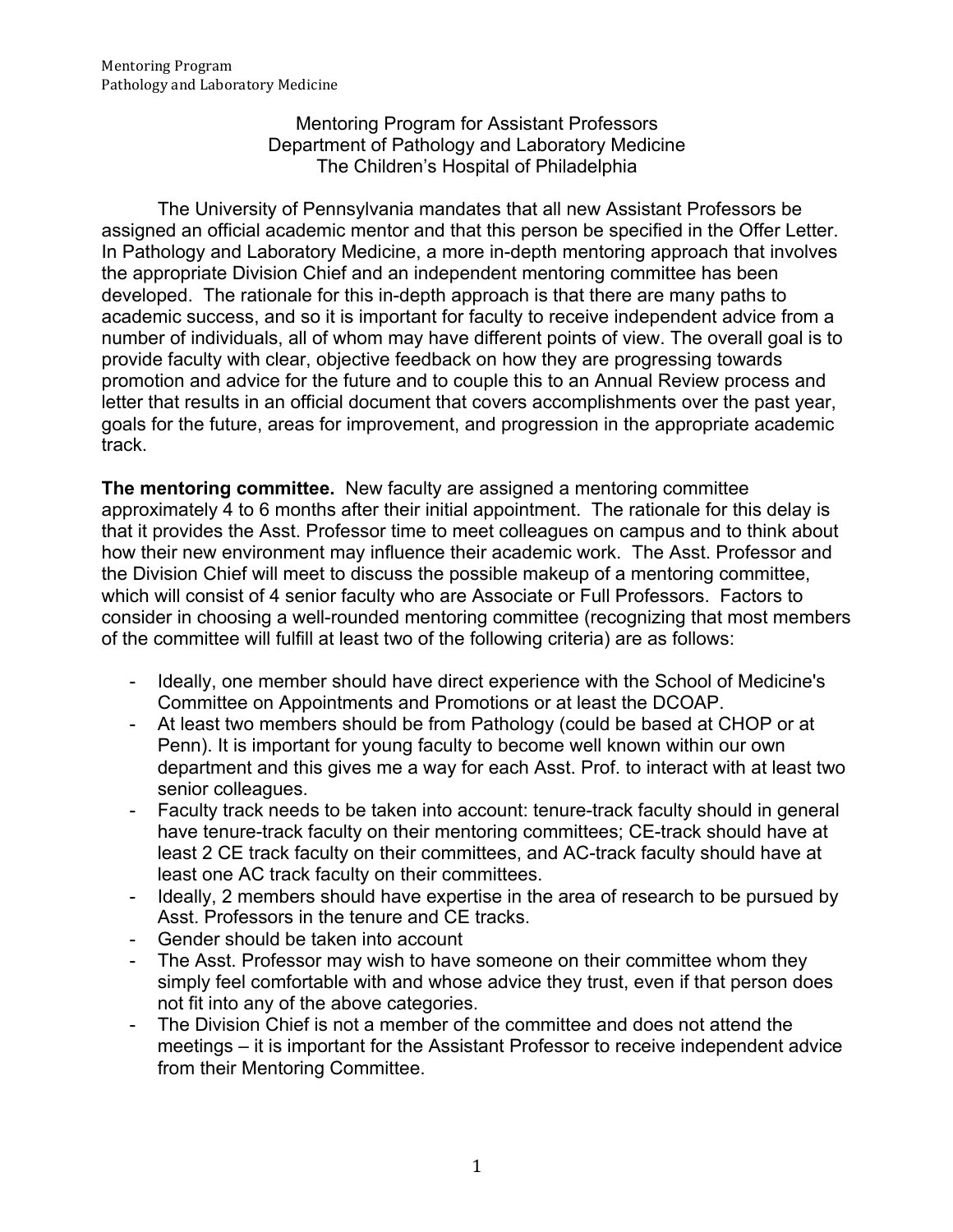# Mentoring Program for Assistant Professors
## Department of Pathology and Laboratory Medicine
## The Children's Hospital of Philadelphia

The University of Pennsylvania mandates that all new Assistant Professors be assigned an official academic mentor and that this person be specified in the Offer Letter. In Pathology and Laboratory Medicine, a more in-depth mentoring approach that involves the appropriate Division Chief and an independent mentoring committee has been developed. The rationale for this in-depth approach is that there are many paths to academic success, and so it is important for faculty to receive independent advice from a number of individuals, all of whom may have different points of view. The overall goal is to provide faculty with clear, objective feedback on how they are progressing towards promotion and advice for the future and to couple this to an Annual Review process and letter that results in an official document that covers accomplishments over the past year, goals for the future, areas for improvement, and progression in the appropriate academic track.

**The mentoring committee.** New faculty are assigned a mentoring committee approximately 4 to 6 months after their initial appointment. The rationale for this delay is that it provides the Asst. Professor time to meet colleagues on campus and to think about how their new environment may influence their academic work. The Asst. Professor and the Division Chief will meet to discuss the possible makeup of a mentoring committee, which will consist of 4 senior faculty who are Associate or Full Professors. Factors to consider in choosing a well-rounded mentoring committee (recognizing that most members of the committee will fulfill at least two of the following criteria) are as follows:

- Ideally, one member should have direct experience with the School of Medicine's Committee on Appointments and Promotions or at least the DCOAP.
- At least two members should be from Pathology (could be based at CHOP or at Penn). It is important for young faculty to become well known within our own department and this gives me a way for each Asst. Prof. to interact with at least two senior colleagues.
- Faculty track needs to be taken into account: tenure-track faculty should in general have tenure-track faculty on their mentoring committees; CE-track should have at least 2 CE track faculty on their committees, and AC-track faculty should have at least one AC track faculty on their committees.
- Ideally, 2 members should have expertise in the area of research to be pursued by Asst. Professors in the tenure and CE tracks.
- Gender should be taken into account
- The Asst. Professor may wish to have someone on their committee whom they simply feel comfortable with and whose advice they trust, even if that person does not fit into any of the above categories.
- The Division Chief is not a member of the committee and does not attend the meetings – it is important for the Assistant Professor to receive independent advice from their Mentoring Committee.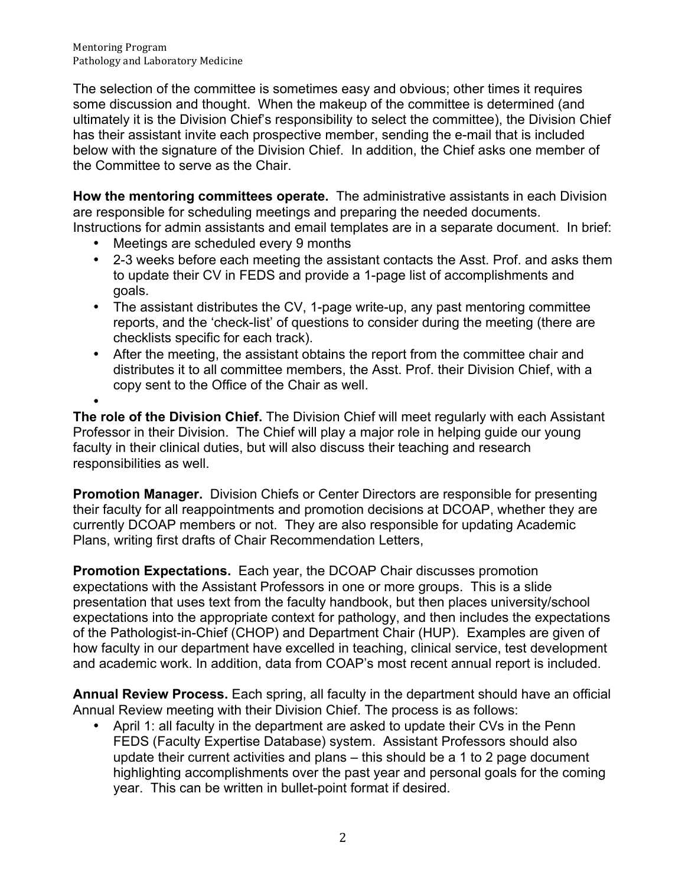The selection of the committee is sometimes easy and obvious; other times it requires some discussion and thought. When the makeup of the committee is determined (and ultimately it is the Division Chief's responsibility to select the committee), the Division Chief has their assistant invite each prospective member, sending the e-mail that is included below with the signature of the Division Chief. In addition, the Chief asks one member of the Committee to serve as the Chair.

**How the mentoring committees operate.** The administrative assistants in each Division are responsible for scheduling meetings and preparing the needed documents. Instructions for admin assistants and email templates are in a separate document. In brief:

- Meetings are scheduled every 9 months
- 2-3 weeks before each meeting the assistant contacts the Asst. Prof. and asks them to update their CV in FEDS and provide a 1-page list of accomplishments and goals.
- The assistant distributes the CV, 1-page write-up, any past mentoring committee reports, and the 'check-list' of questions to consider during the meeting (there are checklists specific for each track).
- After the meeting, the assistant obtains the report from the committee chair and distributes it to all committee members, the Asst. Prof. their Division Chief, with a copy sent to the Office of the Chair as well.
- 

**The role of the Division Chief.** The Division Chief will meet regularly with each Assistant Professor in their Division. The Chief will play a major role in helping guide our young faculty in their clinical duties, but will also discuss their teaching and research responsibilities as well.

**Promotion Manager.** Division Chiefs or Center Directors are responsible for presenting their faculty for all reappointments and promotion decisions at DCOAP, whether they are currently DCOAP members or not. They are also responsible for updating Academic Plans, writing first drafts of Chair Recommendation Letters,

**Promotion Expectations.** Each year, the DCOAP Chair discusses promotion expectations with the Assistant Professors in one or more groups. This is a slide presentation that uses text from the faculty handbook, but then places university/school expectations into the appropriate context for pathology, and then includes the expectations of the Pathologist-in-Chief (CHOP) and Department Chair (HUP). Examples are given of how faculty in our department have excelled in teaching, clinical service, test development and academic work. In addition, data from COAP's most recent annual report is included.

**Annual Review Process.** Each spring, all faculty in the department should have an official Annual Review meeting with their Division Chief. The process is as follows:

- April 1: all faculty in the department are asked to update their CVs in the Penn FEDS (Faculty Expertise Database) system. Assistant Professors should also update their current activities and plans – this should be a 1 to 2 page document highlighting accomplishments over the past year and personal goals for the coming year. This can be written in bullet-point format if desired.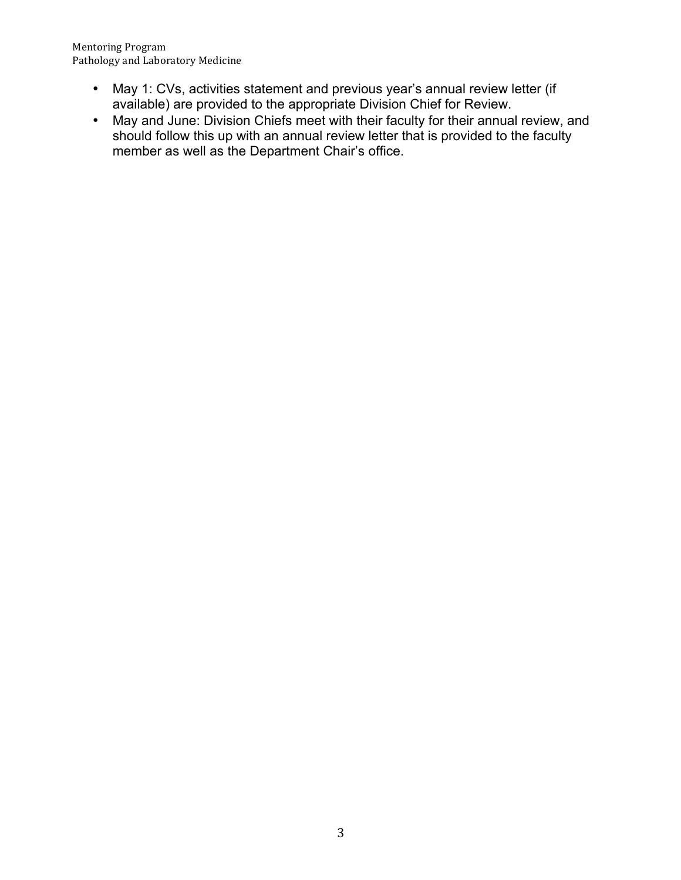- May 1: CVs, activities statement and previous year's annual review letter (if available) are provided to the appropriate Division Chief for Review.
- May and June: Division Chiefs meet with their faculty for their annual review, and should follow this up with an annual review letter that is provided to the faculty member as well as the Department Chair's office.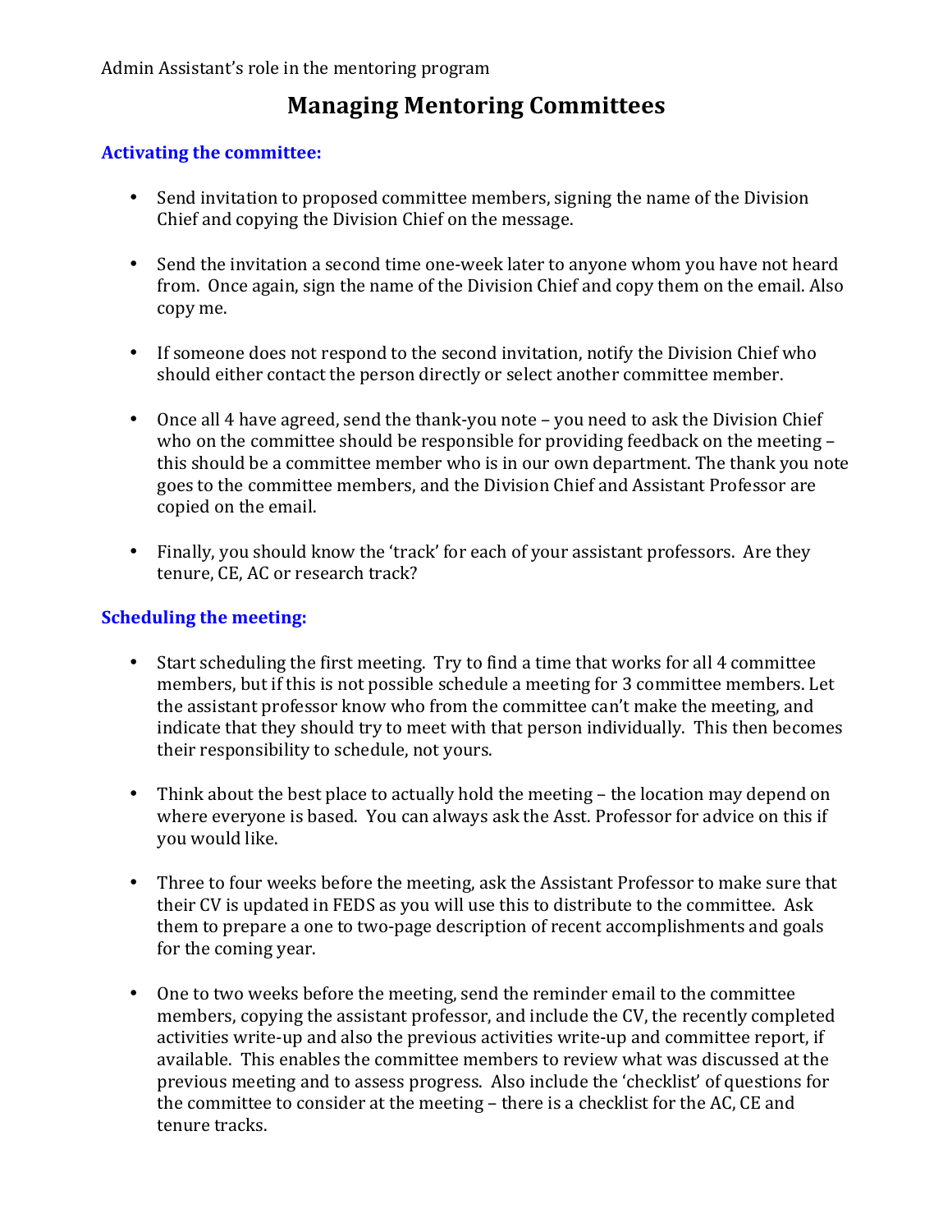Admin Assistant's role in the mentoring program

# Managing Mentoring Committees

### Activating the committee:

- Send invitation to proposed committee members, signing the name of the Division Chief and copying the Division Chief on the message.

- Send the invitation a second time one-week later to anyone whom you have not heard from. Once again, sign the name of the Division Chief and copy them on the email. Also copy me.

- If someone does not respond to the second invitation, notify the Division Chief who should either contact the person directly or select another committee member.

- Once all 4 have agreed, send the thank-you note – you need to ask the Division Chief who on the committee should be responsible for providing feedback on the meeting – this should be a committee member who is in our own department. The thank you note goes to the committee members, and the Division Chief and Assistant Professor are copied on the email.

- Finally, you should know the 'track' for each of your assistant professors. Are they tenure, CE, AC or research track?

### Scheduling the meeting:

- Start scheduling the first meeting. Try to find a time that works for all 4 committee members, but if this is not possible schedule a meeting for 3 committee members. Let the assistant professor know who from the committee can't make the meeting, and indicate that they should try to meet with that person individually. This then becomes their responsibility to schedule, not yours.

- Think about the best place to actually hold the meeting – the location may depend on where everyone is based. You can always ask the Asst. Professor for advice on this if you would like.

- Three to four weeks before the meeting, ask the Assistant Professor to make sure that their CV is updated in FEDS as you will use this to distribute to the committee. Ask them to prepare a one to two-page description of recent accomplishments and goals for the coming year.

- One to two weeks before the meeting, send the reminder email to the committee members, copying the assistant professor, and include the CV, the recently completed activities write-up and also the previous activities write-up and committee report, if available. This enables the committee members to review what was discussed at the previous meeting and to assess progress. Also include the 'checklist' of questions for the committee to consider at the meeting – there is a checklist for the AC, CE and tenure tracks.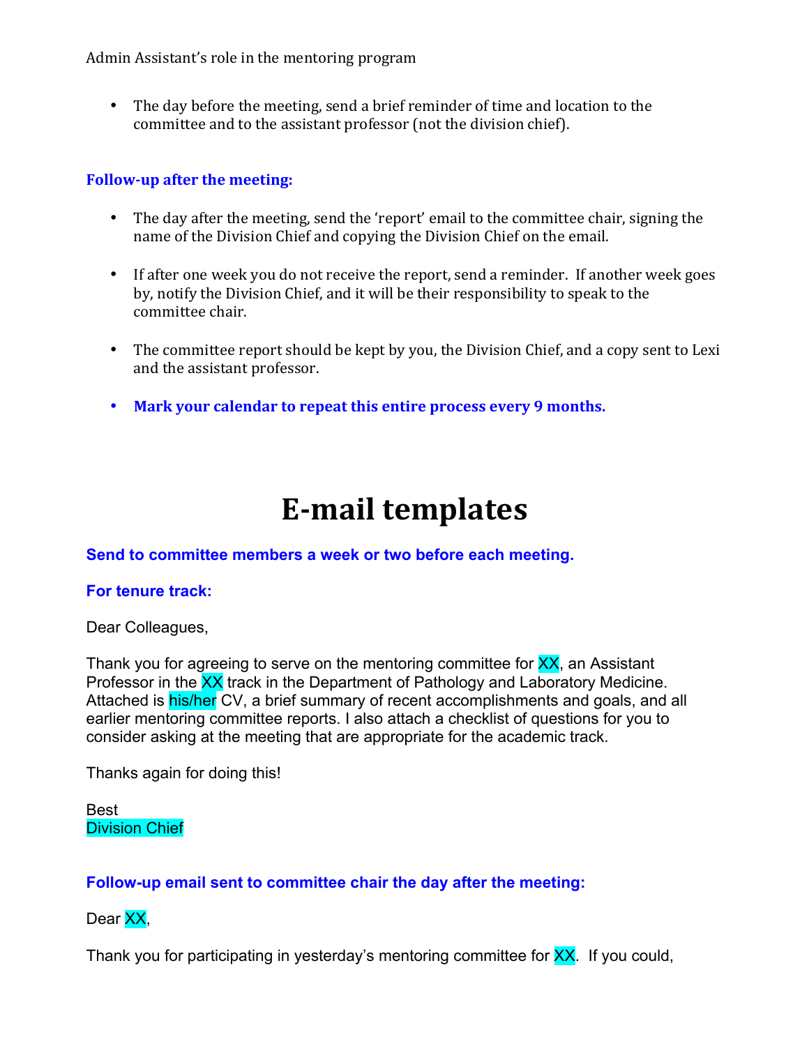Admin Assistant's role in the mentoring program

- The day before the meeting, send a brief reminder of time and location to the committee and to the assistant professor (not the division chief).

**Follow-up after the meeting:**

- The day after the meeting, send the 'report' email to the committee chair, signing the name of the Division Chief and copying the Division Chief on the email.
- If after one week you do not receive the report, send a reminder. If another week goes by, notify the Division Chief, and it will be their responsibility to speak to the committee chair.
- The committee report should be kept by you, the Division Chief, and a copy sent to Lexi and the assistant professor.
- **Mark your calendar to repeat this entire process every 9 months.**

# E-mail templates

**Send to committee members a week or two before each meeting.**

**For tenure track:**

Dear Colleagues,

Thank you for agreeing to serve on the mentoring committee for XX, an Assistant Professor in the XX track in the Department of Pathology and Laboratory Medicine. Attached is his/her CV, a brief summary of recent accomplishments and goals, and all earlier mentoring committee reports. I also attach a checklist of questions for you to consider asking at the meeting that are appropriate for the academic track.

Thanks again for doing this!

Best
Division Chief

**Follow-up email sent to committee chair the day after the meeting:**

Dear XX,

Thank you for participating in yesterday's mentoring committee for XX. If you could,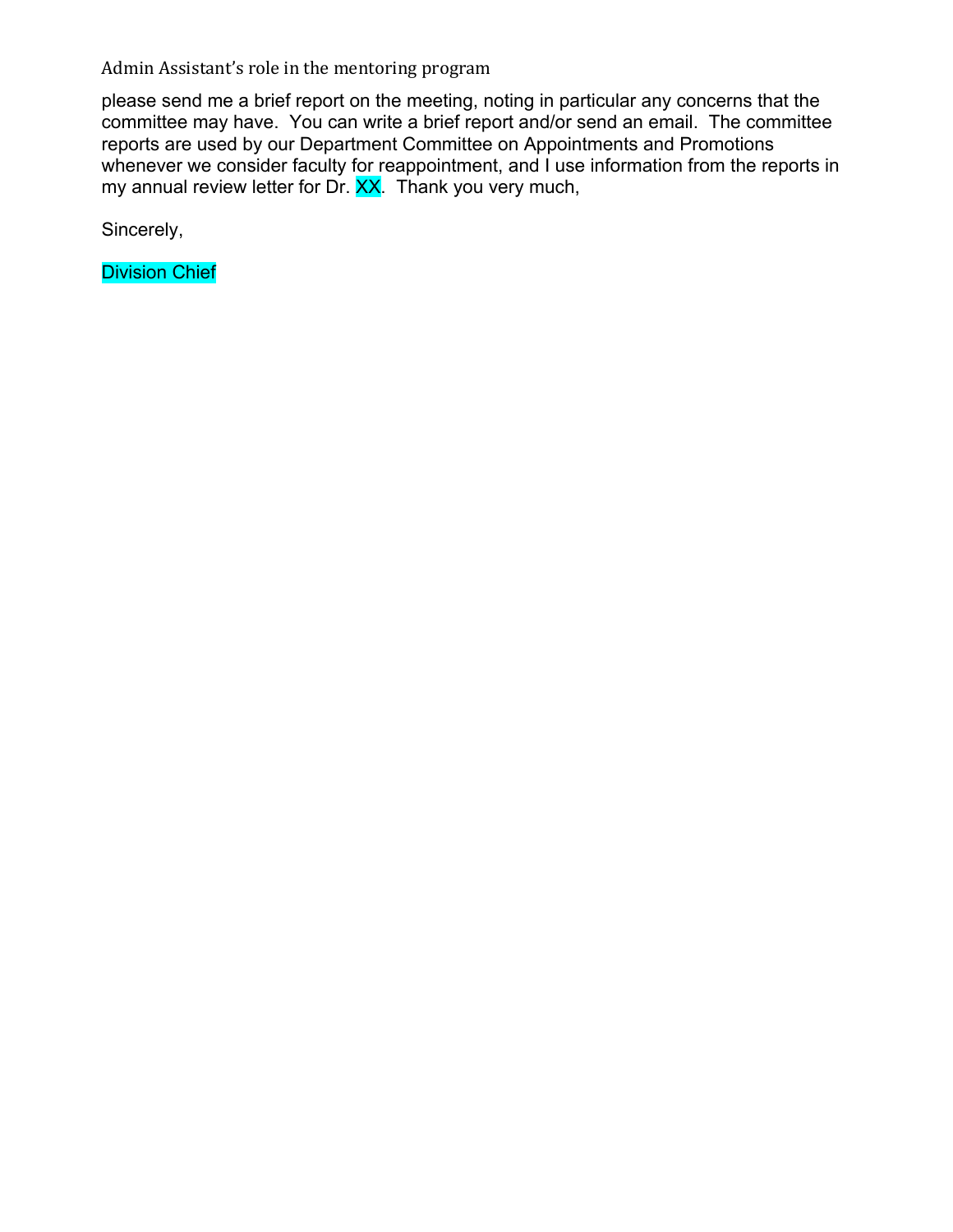please send me a brief report on the meeting, noting in particular any concerns that the committee may have. You can write a brief report and/or send an email. The committee reports are used by our Department Committee on Appointments and Promotions whenever we consider faculty for reappointment, and I use information from the reports in my annual review letter for Dr. XX. Thank you very much,

Sincerely,

Division Chief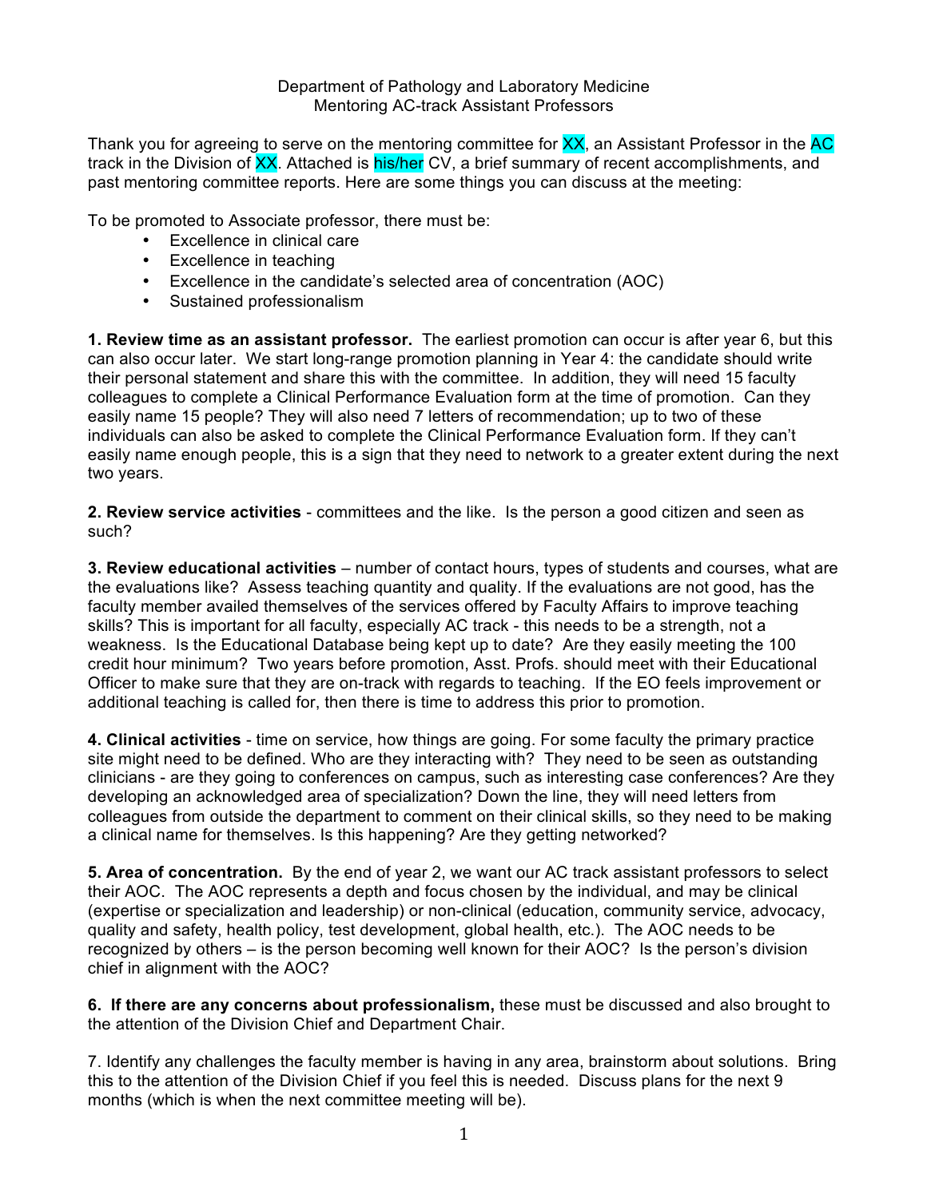Department of Pathology and Laboratory Medicine
Mentoring AC-track Assistant Professors

Thank you for agreeing to serve on the mentoring committee for XX, an Assistant Professor in the AC track in the Division of XX. Attached is his/her CV, a brief summary of recent accomplishments, and past mentoring committee reports. Here are some things you can discuss at the meeting:

To be promoted to Associate professor, there must be:

- Excellence in clinical care
- Excellence in teaching
- Excellence in the candidate's selected area of concentration (AOC)
- Sustained professionalism

**1. Review time as an assistant professor.** The earliest promotion can occur is after year 6, but this can also occur later. We start long-range promotion planning in Year 4: the candidate should write their personal statement and share this with the committee. In addition, they will need 15 faculty colleagues to complete a Clinical Performance Evaluation form at the time of promotion. Can they easily name 15 people? They will also need 7 letters of recommendation; up to two of these individuals can also be asked to complete the Clinical Performance Evaluation form. If they can't easily name enough people, this is a sign that they need to network to a greater extent during the next two years.

**2. Review service activities** - committees and the like. Is the person a good citizen and seen as such?

**3. Review educational activities** – number of contact hours, types of students and courses, what are the evaluations like? Assess teaching quantity and quality. If the evaluations are not good, has the faculty member availed themselves of the services offered by Faculty Affairs to improve teaching skills? This is important for all faculty, especially AC track - this needs to be a strength, not a weakness. Is the Educational Database being kept up to date? Are they easily meeting the 100 credit hour minimum? Two years before promotion, Asst. Profs. should meet with their Educational Officer to make sure that they are on-track with regards to teaching. If the EO feels improvement or additional teaching is called for, then there is time to address this prior to promotion.

**4. Clinical activities** - time on service, how things are going. For some faculty the primary practice site might need to be defined. Who are they interacting with? They need to be seen as outstanding clinicians - are they going to conferences on campus, such as interesting case conferences? Are they developing an acknowledged area of specialization? Down the line, they will need letters from colleagues from outside the department to comment on their clinical skills, so they need to be making a clinical name for themselves. Is this happening? Are they getting networked?

**5. Area of concentration.** By the end of year 2, we want our AC track assistant professors to select their AOC. The AOC represents a depth and focus chosen by the individual, and may be clinical (expertise or specialization and leadership) or non-clinical (education, community service, advocacy, quality and safety, health policy, test development, global health, etc.). The AOC needs to be recognized by others – is the person becoming well known for their AOC? Is the person's division chief in alignment with the AOC?

**6. If there are any concerns about professionalism,** these must be discussed and also brought to the attention of the Division Chief and Department Chair.

7. Identify any challenges the faculty member is having in any area, brainstorm about solutions. Bring this to the attention of the Division Chief if you feel this is needed. Discuss plans for the next 9 months (which is when the next committee meeting will be).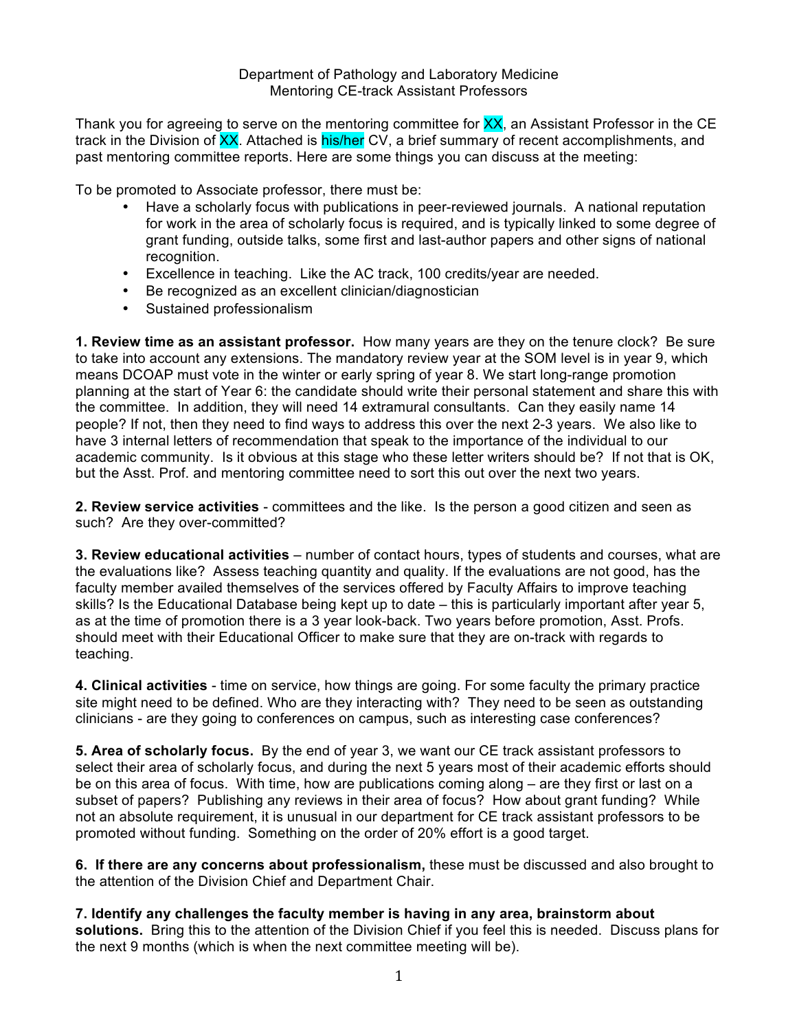Department of Pathology and Laboratory Medicine
Mentoring CE-track Assistant Professors

Thank you for agreeing to serve on the mentoring committee for XX, an Assistant Professor in the CE track in the Division of XX. Attached is his/her CV, a brief summary of recent accomplishments, and past mentoring committee reports. Here are some things you can discuss at the meeting:

To be promoted to Associate professor, there must be:

- Have a scholarly focus with publications in peer-reviewed journals. A national reputation for work in the area of scholarly focus is required, and is typically linked to some degree of grant funding, outside talks, some first and last-author papers and other signs of national recognition.
- Excellence in teaching. Like the AC track, 100 credits/year are needed.
- Be recognized as an excellent clinician/diagnostician
- Sustained professionalism

**1. Review time as an assistant professor.** How many years are they on the tenure clock? Be sure to take into account any extensions. The mandatory review year at the SOM level is in year 9, which means DCOAP must vote in the winter or early spring of year 8. We start long-range promotion planning at the start of Year 6: the candidate should write their personal statement and share this with the committee. In addition, they will need 14 extramural consultants. Can they easily name 14 people? If not, then they need to find ways to address this over the next 2-3 years. We also like to have 3 internal letters of recommendation that speak to the importance of the individual to our academic community. Is it obvious at this stage who these letter writers should be? If not that is OK, but the Asst. Prof. and mentoring committee need to sort this out over the next two years.

**2. Review service activities** - committees and the like. Is the person a good citizen and seen as such? Are they over-committed?

**3. Review educational activities** – number of contact hours, types of students and courses, what are the evaluations like? Assess teaching quantity and quality. If the evaluations are not good, has the faculty member availed themselves of the services offered by Faculty Affairs to improve teaching skills? Is the Educational Database being kept up to date – this is particularly important after year 5, as at the time of promotion there is a 3 year look-back. Two years before promotion, Asst. Profs. should meet with their Educational Officer to make sure that they are on-track with regards to teaching.

**4. Clinical activities** - time on service, how things are going. For some faculty the primary practice site might need to be defined. Who are they interacting with? They need to be seen as outstanding clinicians - are they going to conferences on campus, such as interesting case conferences?

**5. Area of scholarly focus.** By the end of year 3, we want our CE track assistant professors to select their area of scholarly focus, and during the next 5 years most of their academic efforts should be on this area of focus. With time, how are publications coming along – are they first or last on a subset of papers? Publishing any reviews in their area of focus? How about grant funding? While not an absolute requirement, it is unusual in our department for CE track assistant professors to be promoted without funding. Something on the order of 20% effort is a good target.

**6. If there are any concerns about professionalism,** these must be discussed and also brought to the attention of the Division Chief and Department Chair.

**7. Identify any challenges the faculty member is having in any area, brainstorm about solutions.** Bring this to the attention of the Division Chief if you feel this is needed. Discuss plans for the next 9 months (which is when the next committee meeting will be).